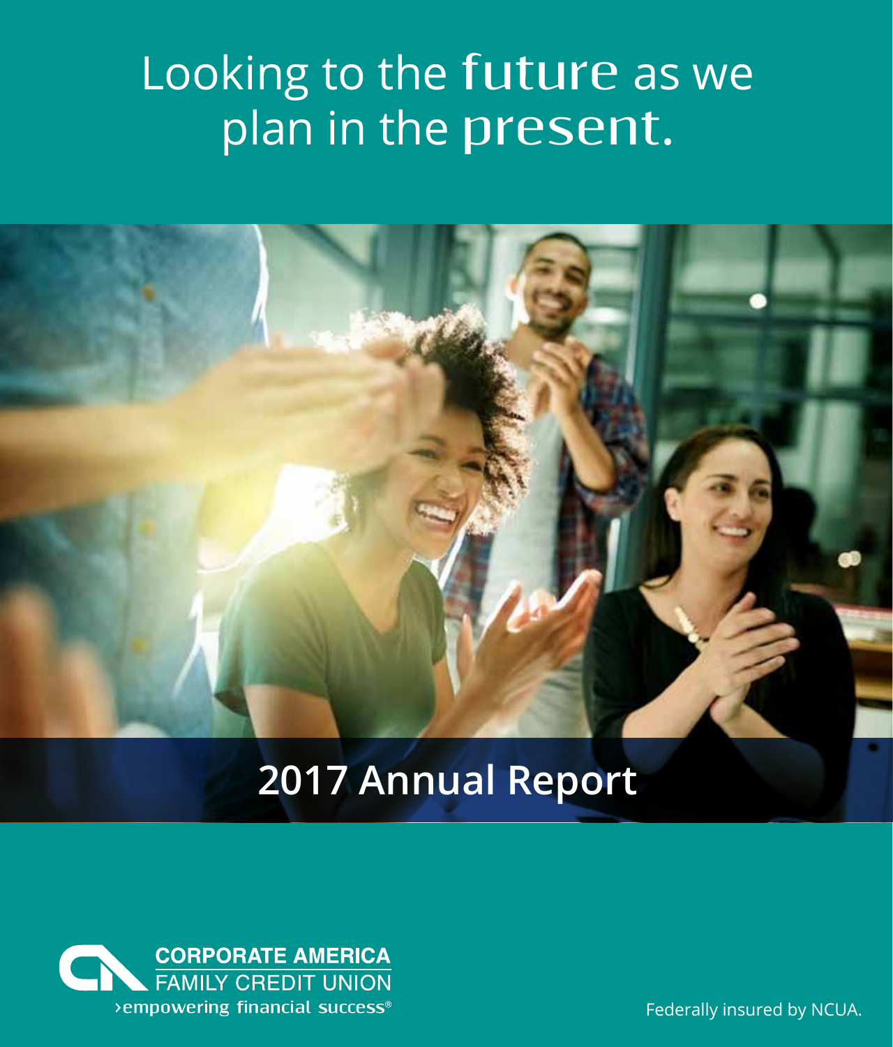# Looking to the future as we plan in the present.

## 2017 Annual Report

**CORPORATE AMERICA**
FAMILY CREDIT UNION
›empowering financial success®

Federally insured by NCUA.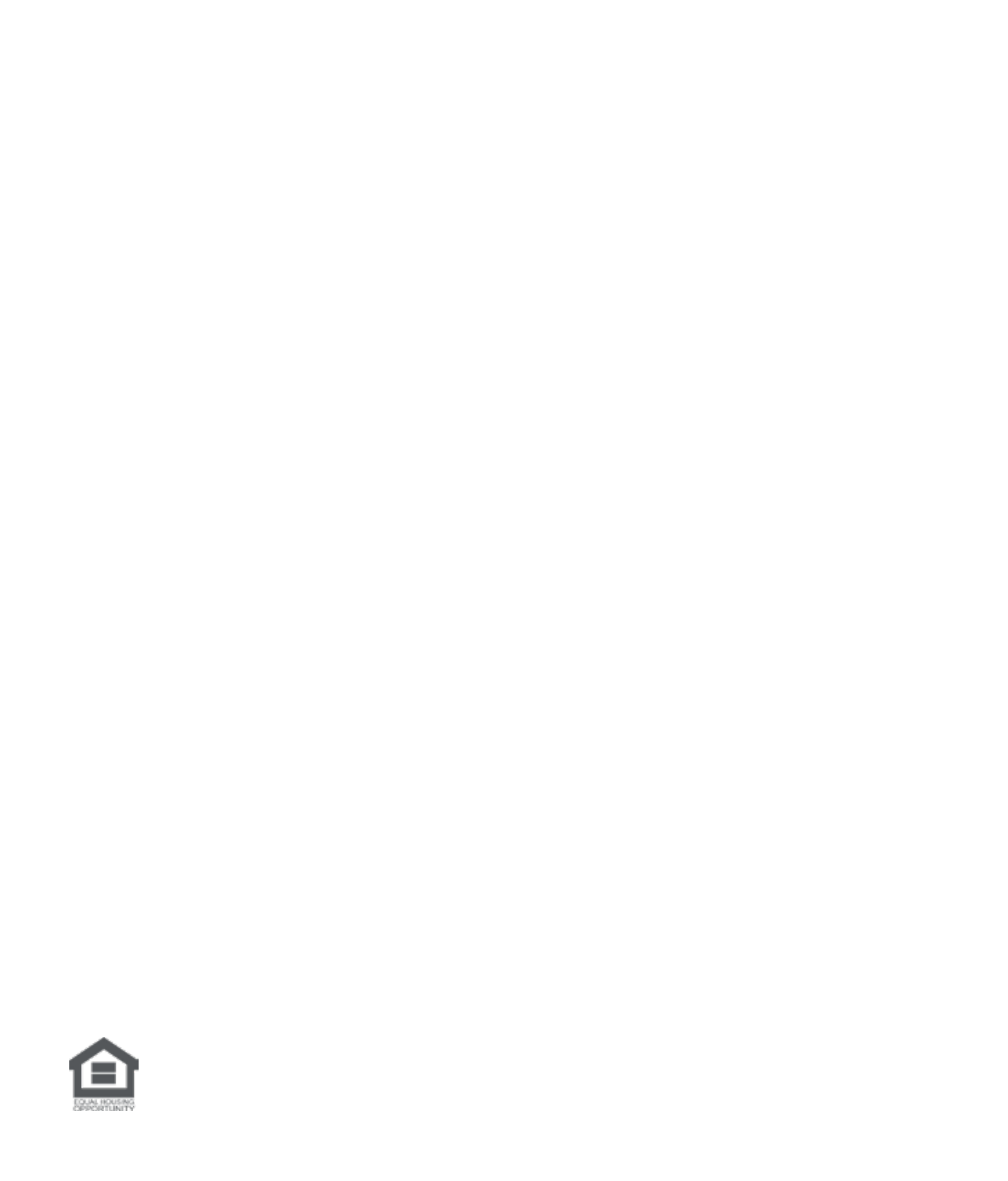EQUAL HOUSING OPPORTUNITY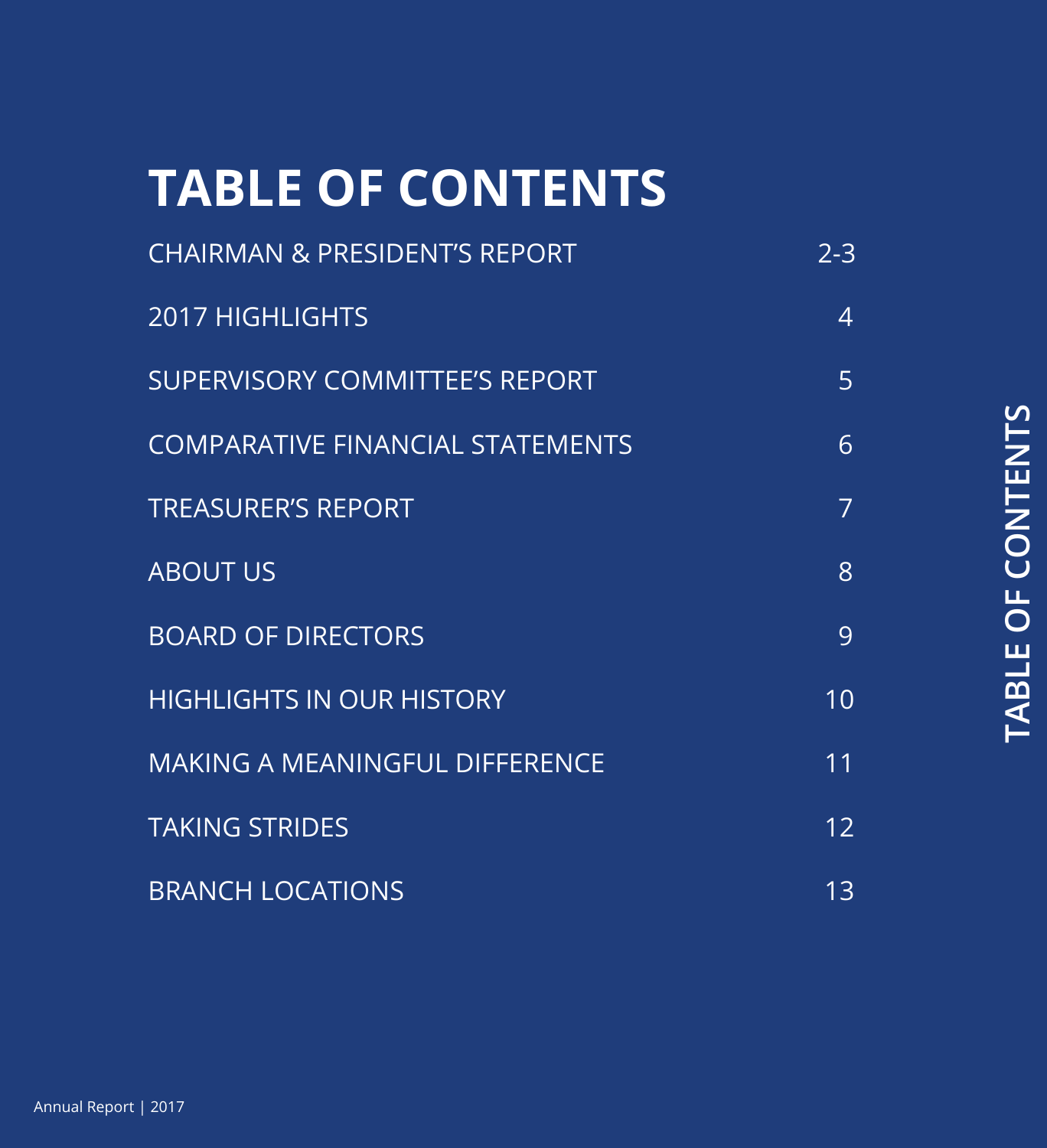# TABLE OF CONTENTS

| | |
|---|---|
| CHAIRMAN & PRESIDENT'S REPORT | 2-3 |
| 2017 HIGHLIGHTS | 4 |
| SUPERVISORY COMMITTEE'S REPORT | 5 |
| COMPARATIVE FINANCIAL STATEMENTS | 6 |
| TREASURER'S REPORT | 7 |
| ABOUT US | 8 |
| BOARD OF DIRECTORS | 9 |
| HIGHLIGHTS IN OUR HISTORY | 10 |
| MAKING A MEANINGFUL DIFFERENCE | 11 |
| TAKING STRIDES | 12 |
| BRANCH LOCATIONS | 13 |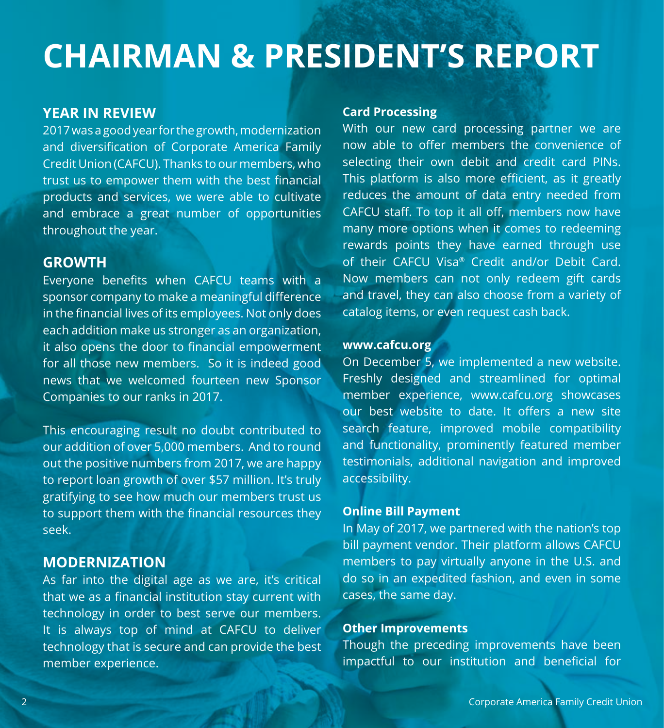# CHAIRMAN & PRESIDENT'S REPORT

## YEAR IN REVIEW

2017 was a good year for the growth, modernization and diversification of Corporate America Family Credit Union (CAFCU). Thanks to our members, who trust us to empower them with the best financial products and services, we were able to cultivate and embrace a great number of opportunities throughout the year.

## GROWTH

Everyone benefits when CAFCU teams with a sponsor company to make a meaningful difference in the financial lives of its employees. Not only does each addition make us stronger as an organization, it also opens the door to financial empowerment for all those new members. So it is indeed good news that we welcomed fourteen new Sponsor Companies to our ranks in 2017.

This encouraging result no doubt contributed to our addition of over 5,000 members. And to round out the positive numbers from 2017, we are happy to report loan growth of over $57 million. It's truly gratifying to see how much our members trust us to support them with the financial resources they seek.

## MODERNIZATION

As far into the digital age as we are, it's critical that we as a financial institution stay current with technology in order to best serve our members. It is always top of mind at CAFCU to deliver technology that is secure and can provide the best member experience.

### Card Processing

With our new card processing partner we are now able to offer members the convenience of selecting their own debit and credit card PINs. This platform is also more efficient, as it greatly reduces the amount of data entry needed from CAFCU staff. To top it all off, members now have many more options when it comes to redeeming rewards points they have earned through use of their CAFCU Visa® Credit and/or Debit Card. Now members can not only redeem gift cards and travel, they can also choose from a variety of catalog items, or even request cash back.

### www.cafcu.org

On December 5, we implemented a new website. Freshly designed and streamlined for optimal member experience, www.cafcu.org showcases our best website to date. It offers a new site search feature, improved mobile compatibility and functionality, prominently featured member testimonials, additional navigation and improved accessibility.

### Online Bill Payment

In May of 2017, we partnered with the nation's top bill payment vendor. Their platform allows CAFCU members to pay virtually anyone in the U.S. and do so in an expedited fashion, and even in some cases, the same day.

### Other Improvements

Though the preceding improvements have been impactful to our institution and beneficial for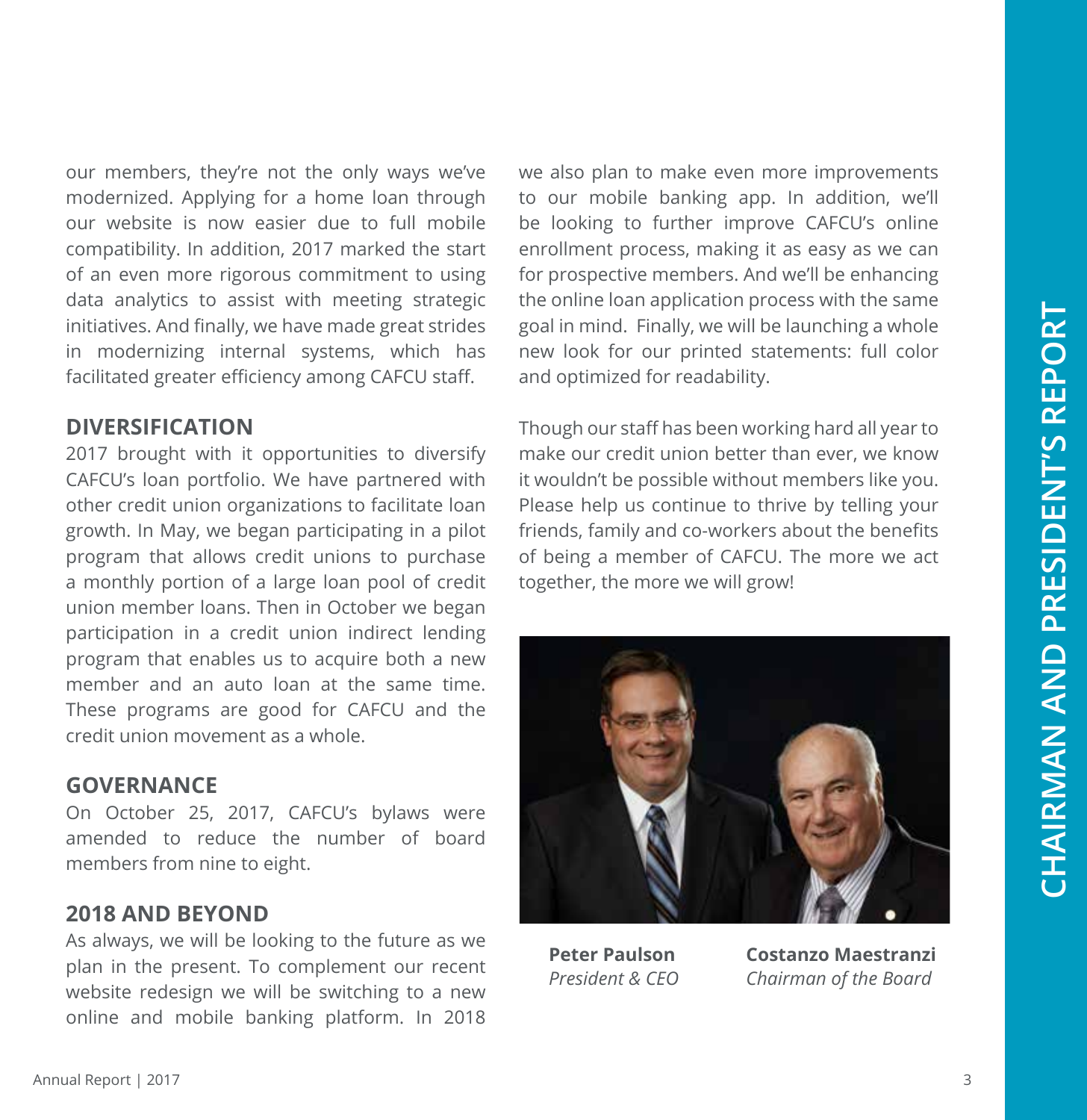our members, they're not the only ways we've modernized. Applying for a home loan through our website is now easier due to full mobile compatibility. In addition, 2017 marked the start of an even more rigorous commitment to using data analytics to assist with meeting strategic initiatives. And finally, we have made great strides in modernizing internal systems, which has facilitated greater efficiency among CAFCU staff.

## DIVERSIFICATION

2017 brought with it opportunities to diversify CAFCU's loan portfolio. We have partnered with other credit union organizations to facilitate loan growth. In May, we began participating in a pilot program that allows credit unions to purchase a monthly portion of a large loan pool of credit union member loans. Then in October we began participation in a credit union indirect lending program that enables us to acquire both a new member and an auto loan at the same time. These programs are good for CAFCU and the credit union movement as a whole.

## GOVERNANCE

On October 25, 2017, CAFCU's bylaws were amended to reduce the number of board members from nine to eight.

## 2018 AND BEYOND

As always, we will be looking to the future as we plan in the present. To complement our recent website redesign we will be switching to a new online and mobile banking platform. In 2018 we also plan to make even more improvements to our mobile banking app. In addition, we'll be looking to further improve CAFCU's online enrollment process, making it as easy as we can for prospective members. And we'll be enhancing the online loan application process with the same goal in mind. Finally, we will be launching a whole new look for our printed statements: full color and optimized for readability.

Though our staff has been working hard all year to make our credit union better than ever, we know it wouldn't be possible without members like you. Please help us continue to thrive by telling your friends, family and co-workers about the benefits of being a member of CAFCU. The more we act together, the more we will grow!

**Peter Paulson**
*President & CEO*

**Costanzo Maestranzi**
*Chairman of the Board*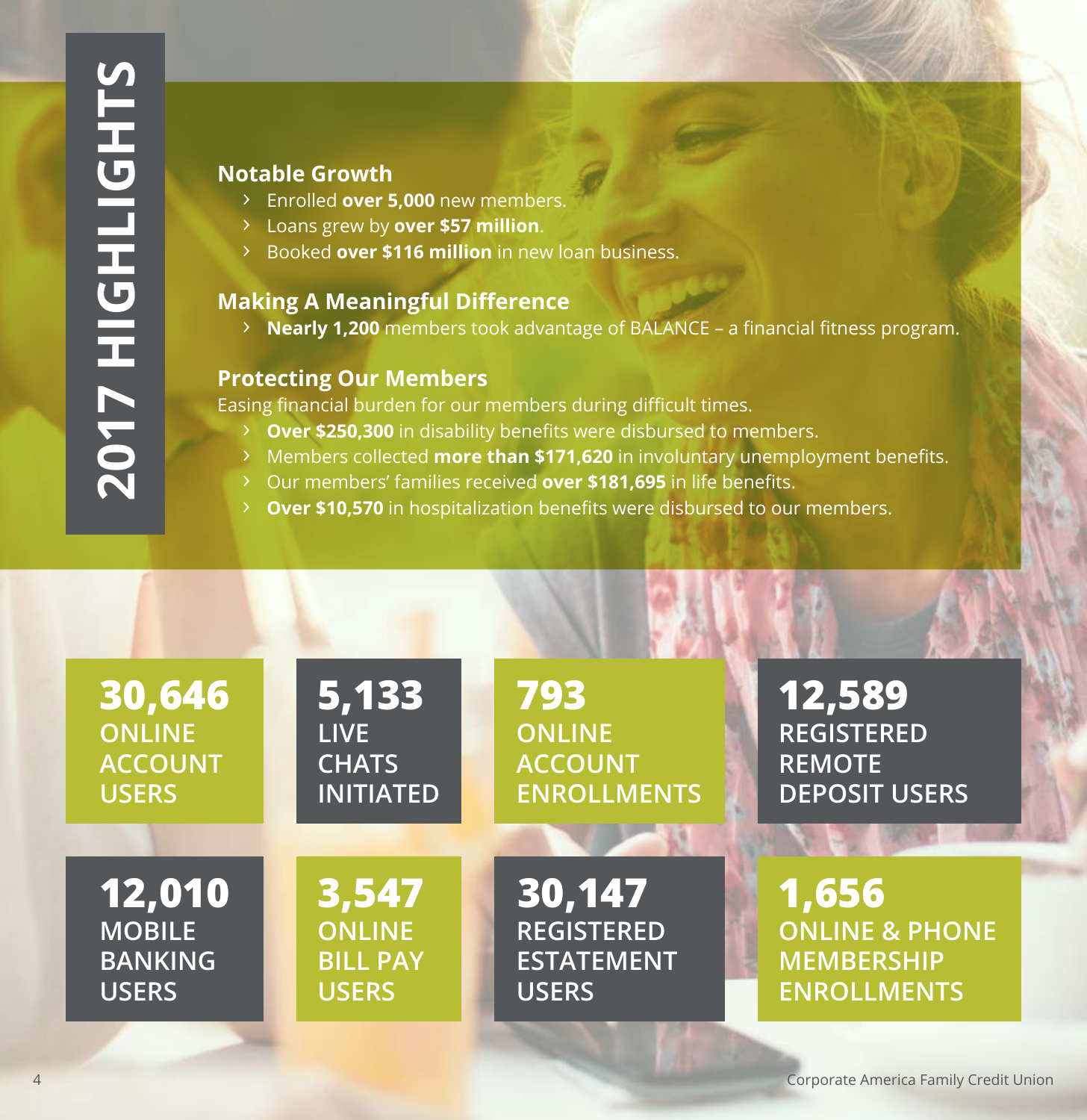# 2017 HIGHLIGHTS

## Notable Growth

- Enrolled **over 5,000** new members.
- Loans grew by **over $57 million**.
- Booked **over $116 million** in new loan business.

## Making A Meaningful Difference

- **Nearly 1,200** members took advantage of BALANCE – a financial fitness program.

## Protecting Our Members

Easing financial burden for our members during difficult times.

- **Over $250,300** in disability benefits were disbursed to members.
- Members collected **more than $171,620** in involuntary unemployment benefits.
- Our members' families received **over $181,695** in life benefits.
- **Over $10,570** in hospitalization benefits were disbursed to our members.

**30,646** ONLINE ACCOUNT USERS

**5,133** LIVE CHATS INITIATED

**793** ONLINE ACCOUNT ENROLLMENTS

**12,589** REGISTERED REMOTE DEPOSIT USERS

**12,010** MOBILE BANKING USERS

**3,547** ONLINE BILL PAY USERS

**30,147** REGISTERED ESTATEMENT USERS

**1,656** ONLINE & PHONE MEMBERSHIP ENROLLMENTS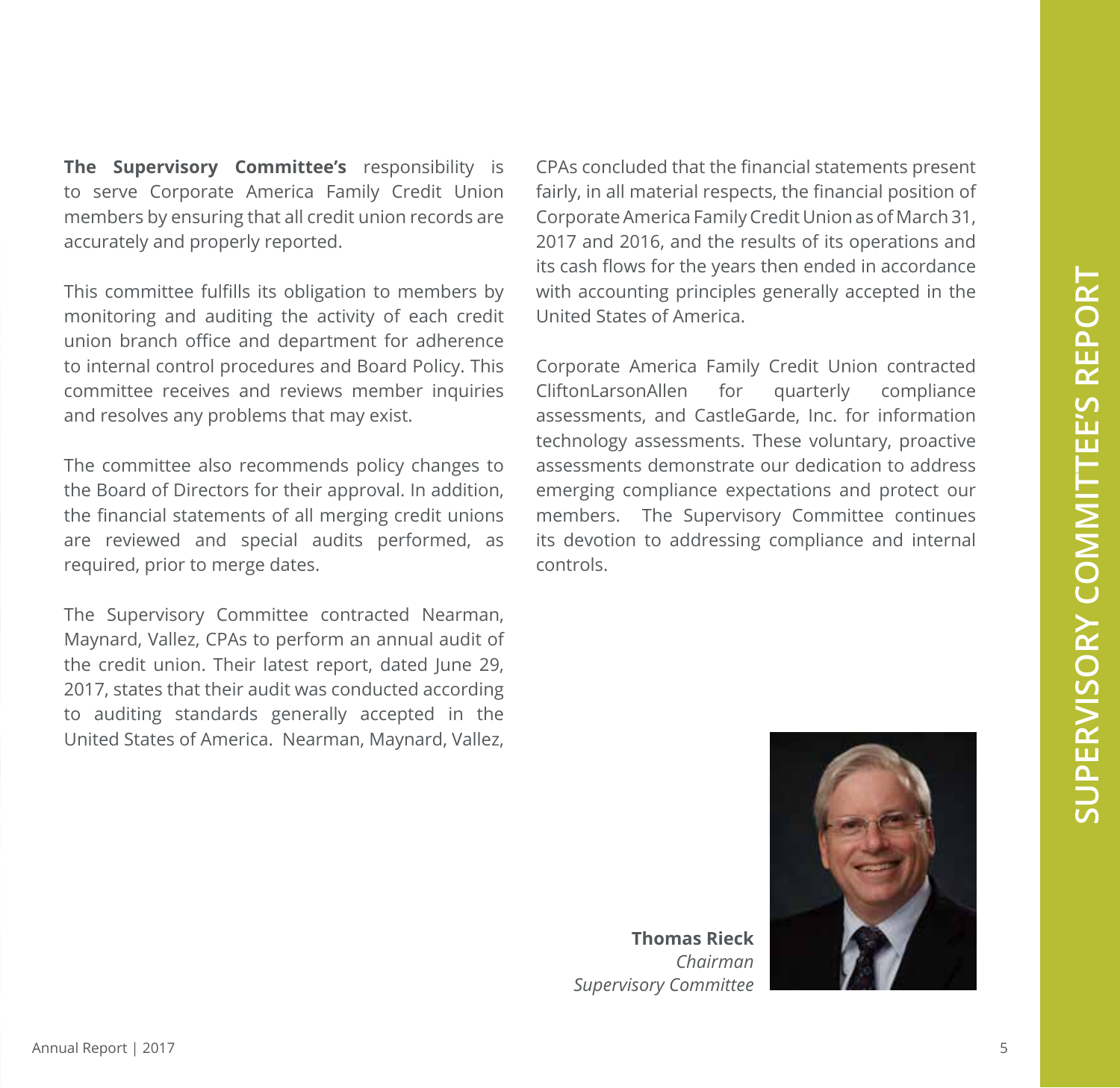# SUPERVISORY COMMITTEE'S REPORT

**The Supervisory Committee's** responsibility is to serve Corporate America Family Credit Union members by ensuring that all credit union records are accurately and properly reported.

This committee fulfills its obligation to members by monitoring and auditing the activity of each credit union branch office and department for adherence to internal control procedures and Board Policy. This committee receives and reviews member inquiries and resolves any problems that may exist.

The committee also recommends policy changes to the Board of Directors for their approval. In addition, the financial statements of all merging credit unions are reviewed and special audits performed, as required, prior to merge dates.

The Supervisory Committee contracted Nearman, Maynard, Vallez, CPAs to perform an annual audit of the credit union. Their latest report, dated June 29, 2017, states that their audit was conducted according to auditing standards generally accepted in the United States of America. Nearman, Maynard, Vallez, CPAs concluded that the financial statements present fairly, in all material respects, the financial position of Corporate America Family Credit Union as of March 31, 2017 and 2016, and the results of its operations and its cash flows for the years then ended in accordance with accounting principles generally accepted in the United States of America.

Corporate America Family Credit Union contracted CliftonLarsonAllen for quarterly compliance assessments, and CastleGarde, Inc. for information technology assessments. These voluntary, proactive assessments demonstrate our dedication to address emerging compliance expectations and protect our members. The Supervisory Committee continues its devotion to addressing compliance and internal controls.

**Thomas Rieck**
*Chairman*
*Supervisory Committee*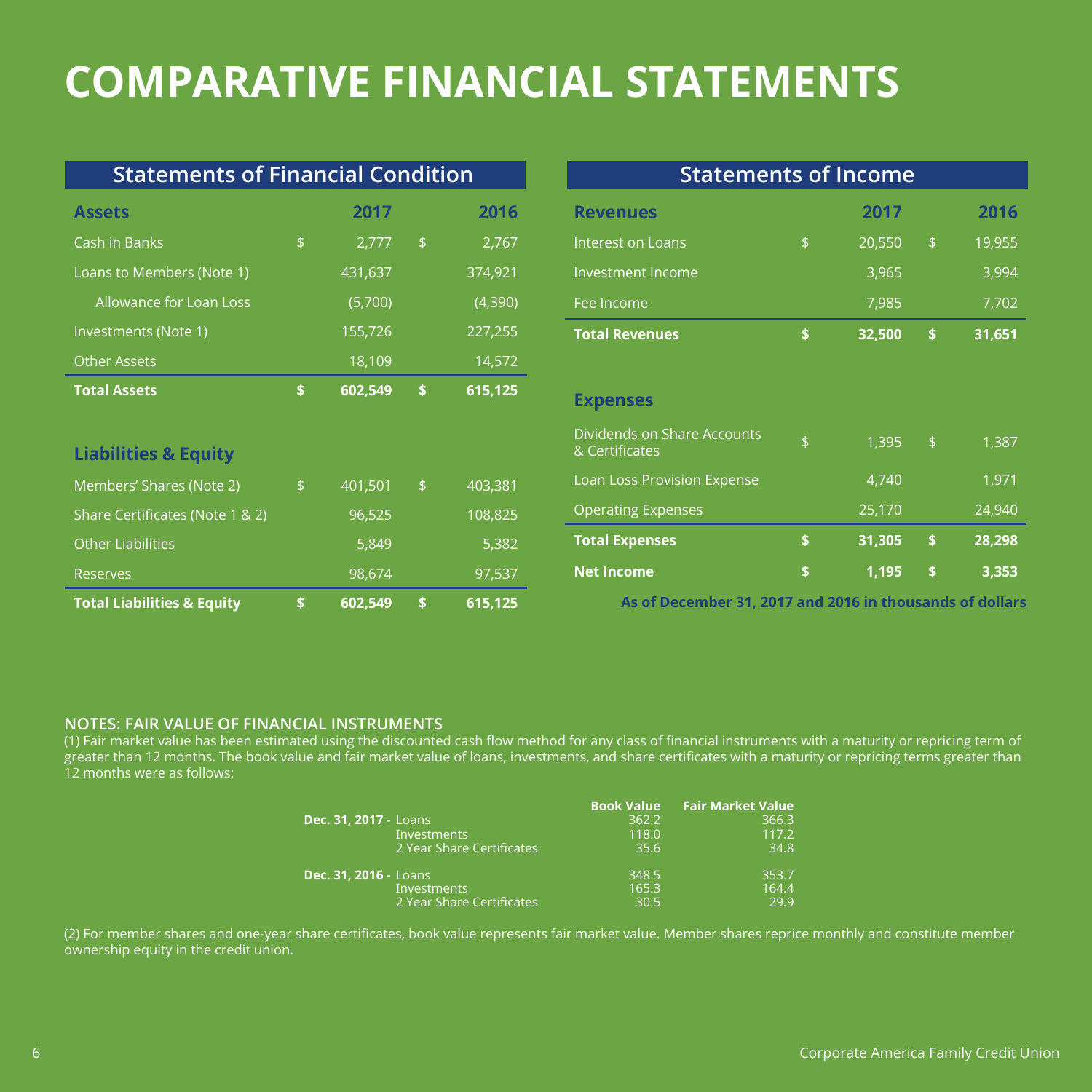# COMPARATIVE FINANCIAL STATEMENTS

## Statements of Financial Condition

| Assets | | 2017 | | 2016 |
|---|---|---|---|---|
| Cash in Banks | $ | 2,777 | $ | 2,767 |
| Loans to Members (Note 1) | | 431,637 | | 374,921 |
| Allowance for Loan Loss | | (5,700) | | (4,390) |
| Investments (Note 1) | | 155,726 | | 227,255 |
| Other Assets | | 18,109 | | 14,572 |
| **Total Assets** | **$** | **602,549** | **$** | **615,125** |

| Liabilities & Equity | | 2017 | | 2016 |
|---|---|---|---|---|
| Members' Shares (Note 2) | $ | 401,501 | $ | 403,381 |
| Share Certificates (Note 1 & 2) | | 96,525 | | 108,825 |
| Other Liabilities | | 5,849 | | 5,382 |
| Reserves | | 98,674 | | 97,537 |
| **Total Liabilities & Equity** | **$** | **602,549** | **$** | **615,125** |

## Statements of Income

| Revenues | | 2017 | | 2016 |
|---|---|---|---|---|
| Interest on Loans | $ | 20,550 | $ | 19,955 |
| Investment Income | | 3,965 | | 3,994 |
| Fee Income | | 7,985 | | 7,702 |
| **Total Revenues** | **$** | **32,500** | **$** | **31,651** |

| Expenses | | 2017 | | 2016 |
|---|---|---|---|---|
| Dividends on Share Accounts & Certificates | $ | 1,395 | $ | 1,387 |
| Loan Loss Provision Expense | | 4,740 | | 1,971 |
| Operating Expenses | | 25,170 | | 24,940 |
| **Total Expenses** | **$** | **31,305** | **$** | **28,298** |
| **Net Income** | **$** | **1,195** | **$** | **3,353** |

**As of December 31, 2017 and 2016 in thousands of dollars**

**NOTES: FAIR VALUE OF FINANCIAL INSTRUMENTS**

(1) Fair market value has been estimated using the discounted cash flow method for any class of financial instruments with a maturity or repricing term of greater than 12 months. The book value and fair market value of loans, investments, and share certificates with a maturity or repricing terms greater than 12 months were as follows:

| | | Book Value | Fair Market Value |
|---|---|---|---|
| **Dec. 31, 2017 -** | Loans | 362.2 | 366.3 |
| | Investments | 118.0 | 117.2 |
| | 2 Year Share Certificates | 35.6 | 34.8 |
| **Dec. 31, 2016 -** | Loans | 348.5 | 353.7 |
| | Investments | 165.3 | 164.4 |
| | 2 Year Share Certificates | 30.5 | 29.9 |

(2) For member shares and one-year share certificates, book value represents fair market value. Member shares reprice monthly and constitute member ownership equity in the credit union.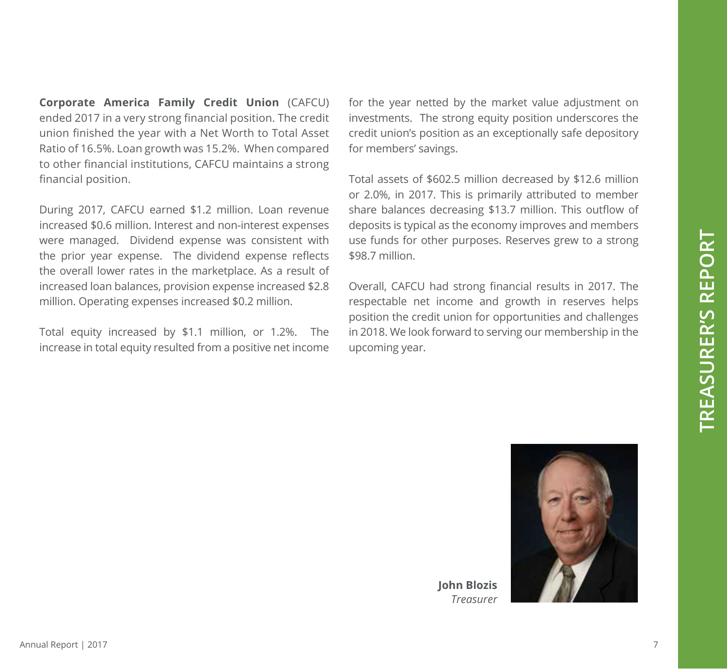# TREASURER'S REPORT

**Corporate America Family Credit Union** (CAFCU) ended 2017 in a very strong financial position. The credit union finished the year with a Net Worth to Total Asset Ratio of 16.5%. Loan growth was 15.2%. When compared to other financial institutions, CAFCU maintains a strong financial position.

During 2017, CAFCU earned $1.2 million. Loan revenue increased $0.6 million. Interest and non-interest expenses were managed. Dividend expense was consistent with the prior year expense. The dividend expense reflects the overall lower rates in the marketplace. As a result of increased loan balances, provision expense increased $2.8 million. Operating expenses increased $0.2 million.

Total equity increased by $1.1 million, or 1.2%. The increase in total equity resulted from a positive net income for the year netted by the market value adjustment on investments. The strong equity position underscores the credit union's position as an exceptionally safe depository for members' savings.

Total assets of $602.5 million decreased by $12.6 million or 2.0%, in 2017. This is primarily attributed to member share balances decreasing $13.7 million. This outflow of deposits is typical as the economy improves and members use funds for other purposes. Reserves grew to a strong $98.7 million.

Overall, CAFCU had strong financial results in 2017. The respectable net income and growth in reserves helps position the credit union for opportunities and challenges in 2018. We look forward to serving our membership in the upcoming year.

**John Blozis**
*Treasurer*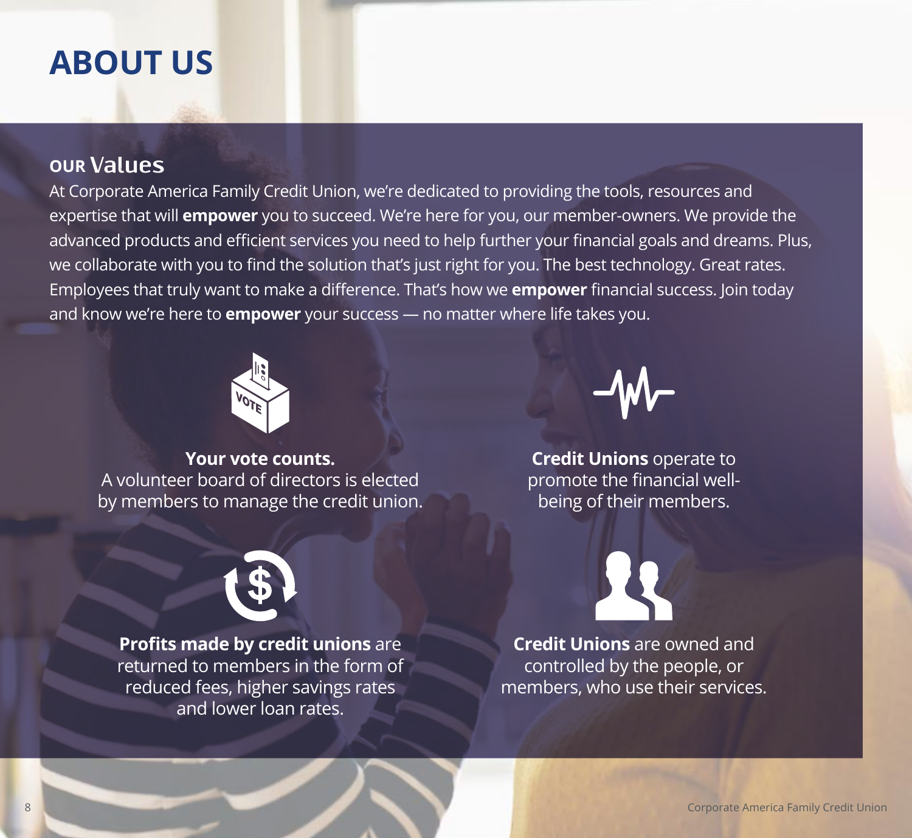# ABOUT US

## OUR Values

At Corporate America Family Credit Union, we're dedicated to providing the tools, resources and expertise that will **empower** you to succeed. We're here for you, our member-owners. We provide the advanced products and efficient services you need to help further your financial goals and dreams. Plus, we collaborate with you to find the solution that's just right for you. The best technology. Great rates. Employees that truly want to make a difference. That's how we **empower** financial success. Join today and know we're here to **empower** your success — no matter where life takes you.

**Your vote counts.**
A volunteer board of directors is elected by members to manage the credit union.

**Credit Unions** operate to promote the financial well-being of their members.

**Profits made by credit unions** are returned to members in the form of reduced fees, higher savings rates and lower loan rates.

**Credit Unions** are owned and controlled by the people, or members, who use their services.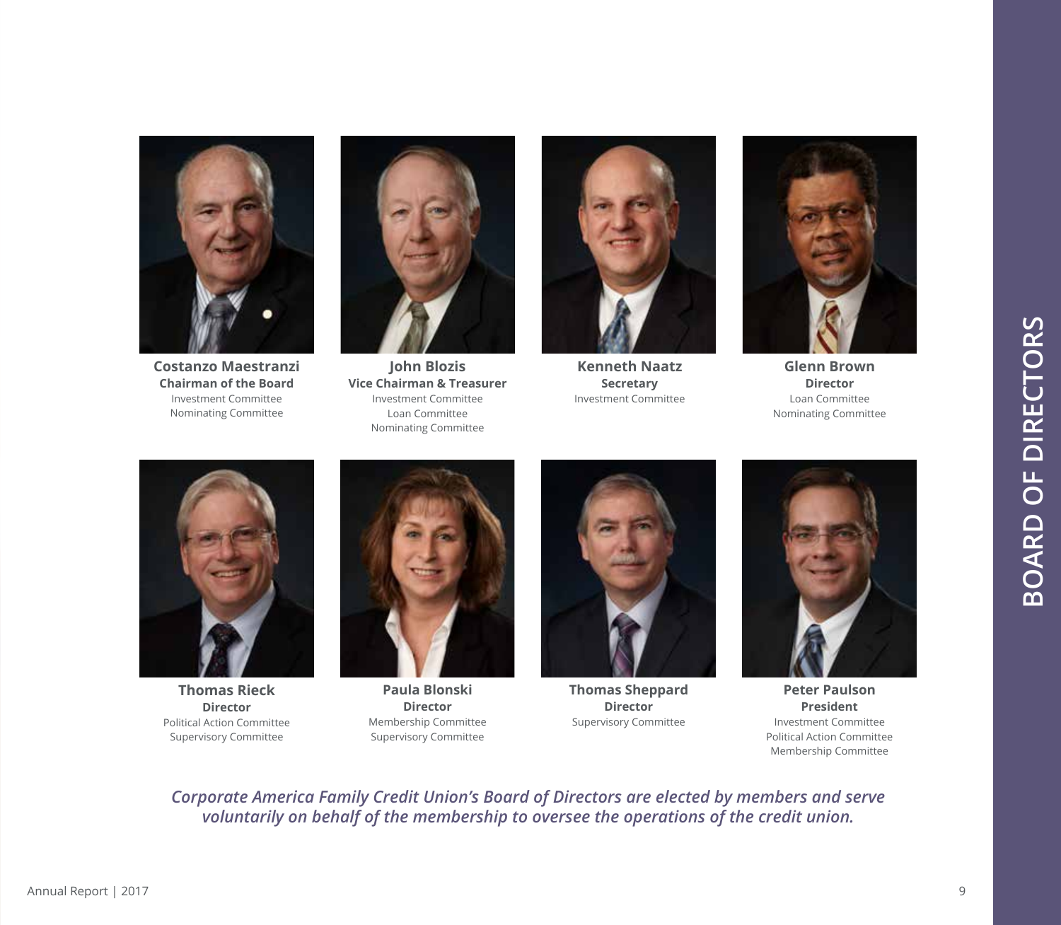# BOARD OF DIRECTORS

**Costanzo Maestranzi**
**Chairman of the Board**
Investment Committee
Nominating Committee

**John Blozis**
**Vice Chairman & Treasurer**
Investment Committee
Loan Committee
Nominating Committee

**Kenneth Naatz**
**Secretary**
Investment Committee

**Glenn Brown**
**Director**
Loan Committee
Nominating Committee

**Thomas Rieck**
**Director**
Political Action Committee
Supervisory Committee

**Paula Blonski**
**Director**
Membership Committee
Supervisory Committee

**Thomas Sheppard**
**Director**
Supervisory Committee

**Peter Paulson**
**President**
Investment Committee
Political Action Committee
Membership Committee

***Corporate America Family Credit Union's Board of Directors are elected by members and serve voluntarily on behalf of the membership to oversee the operations of the credit union.***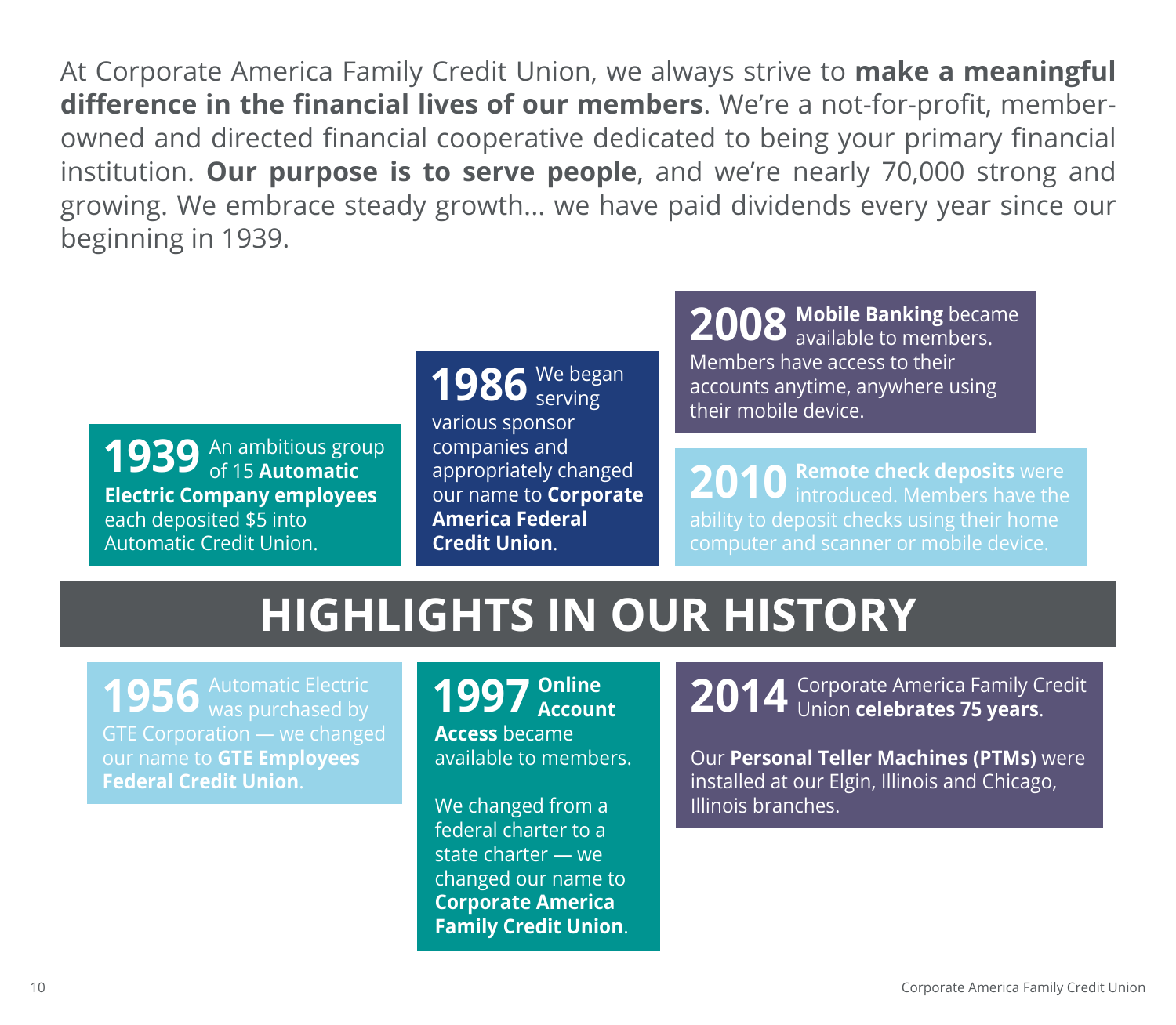At Corporate America Family Credit Union, we always strive to **make a meaningful difference in the financial lives of our members**. We're a not-for-profit, member-owned and directed financial cooperative dedicated to being your primary financial institution. **Our purpose is to serve people**, and we're nearly 70,000 strong and growing. We embrace steady growth... we have paid dividends every year since our beginning in 1939.

# HIGHLIGHTS IN OUR HISTORY

**1939** An ambitious group of 15 **Automatic Electric Company employees** each deposited $5 into Automatic Credit Union.

**1956** Automatic Electric was purchased by GTE Corporation — we changed our name to **GTE Employees Federal Credit Union**.

**1986** We began serving various sponsor companies and appropriately changed our name to **Corporate America Federal Credit Union**.

**1997** **Online Account Access** became available to members.

We changed from a federal charter to a state charter — we changed our name to **Corporate America Family Credit Union**.

**2008** **Mobile Banking** became available to members. Members have access to their accounts anytime, anywhere using their mobile device.

**2010** **Remote check deposits** were introduced. Members have the ability to deposit checks using their home computer and scanner or mobile device.

**2014** Corporate America Family Credit Union **celebrates 75 years**.

Our **Personal Teller Machines (PTMs)** were installed at our Elgin, Illinois and Chicago, Illinois branches.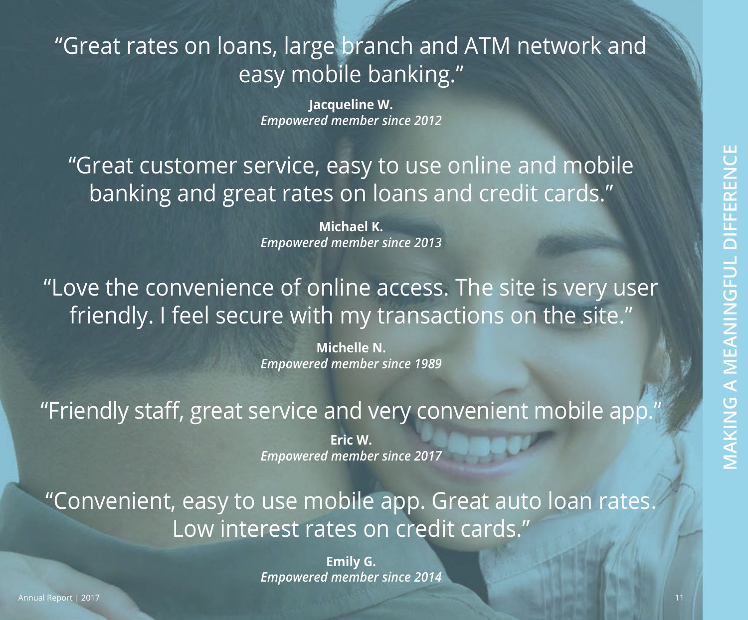## MAKING A MEANINGFUL DIFFERENCE

"Great rates on loans, large branch and ATM network and easy mobile banking."

**Jacqueline W.**
*Empowered member since 2012*

"Great customer service, easy to use online and mobile banking and great rates on loans and credit cards."

**Michael K.**
*Empowered member since 2013*

"Love the convenience of online access. The site is very user friendly. I feel secure with my transactions on the site."

**Michelle N.**
*Empowered member since 1989*

"Friendly staff, great service and very convenient mobile app."

**Eric W.**
*Empowered member since 2017*

"Convenient, easy to use mobile app. Great auto loan rates. Low interest rates on credit cards."

**Emily G.**
*Empowered member since 2014*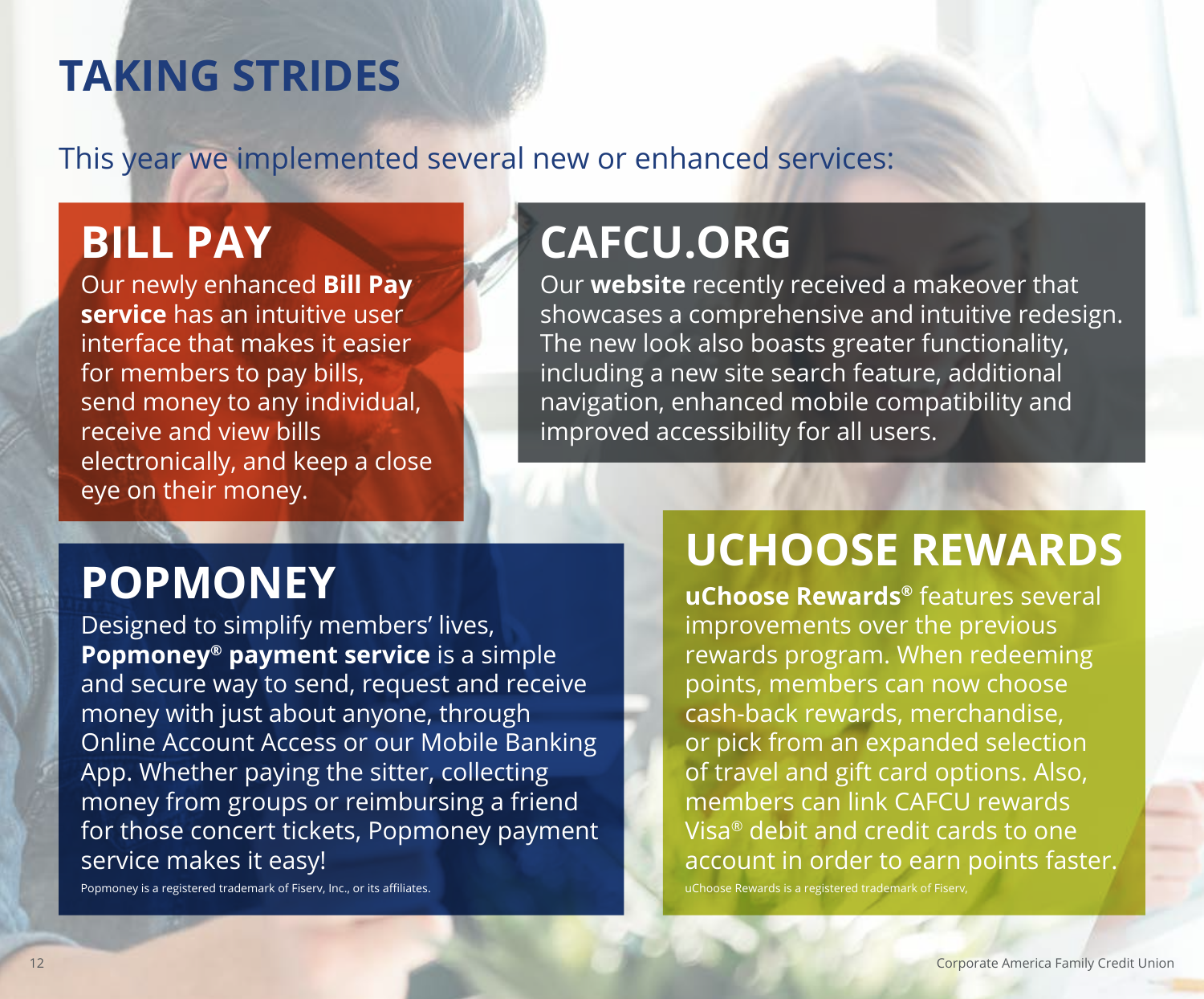# TAKING STRIDES

This year we implemented several new or enhanced services:

## BILL PAY

Our newly enhanced **Bill Pay service** has an intuitive user interface that makes it easier for members to pay bills, send money to any individual, receive and view bills electronically, and keep a close eye on their money.

## CAFCU.ORG

Our **website** recently received a makeover that showcases a comprehensive and intuitive redesign. The new look also boasts greater functionality, including a new site search feature, additional navigation, enhanced mobile compatibility and improved accessibility for all users.

## POPMONEY

Designed to simplify members' lives, **Popmoney® payment service** is a simple and secure way to send, request and receive money with just about anyone, through Online Account Access or our Mobile Banking App. Whether paying the sitter, collecting money from groups or reimbursing a friend for those concert tickets, Popmoney payment service makes it easy!

Popmoney is a registered trademark of Fiserv, Inc., or its affiliates.

## UCHOOSE REWARDS

**uChoose Rewards®** features several improvements over the previous rewards program. When redeeming points, members can now choose cash-back rewards, merchandise, or pick from an expanded selection of travel and gift card options. Also, members can link CAFCU rewards Visa® debit and credit cards to one account in order to earn points faster.

uChoose Rewards is a registered trademark of Fiserv,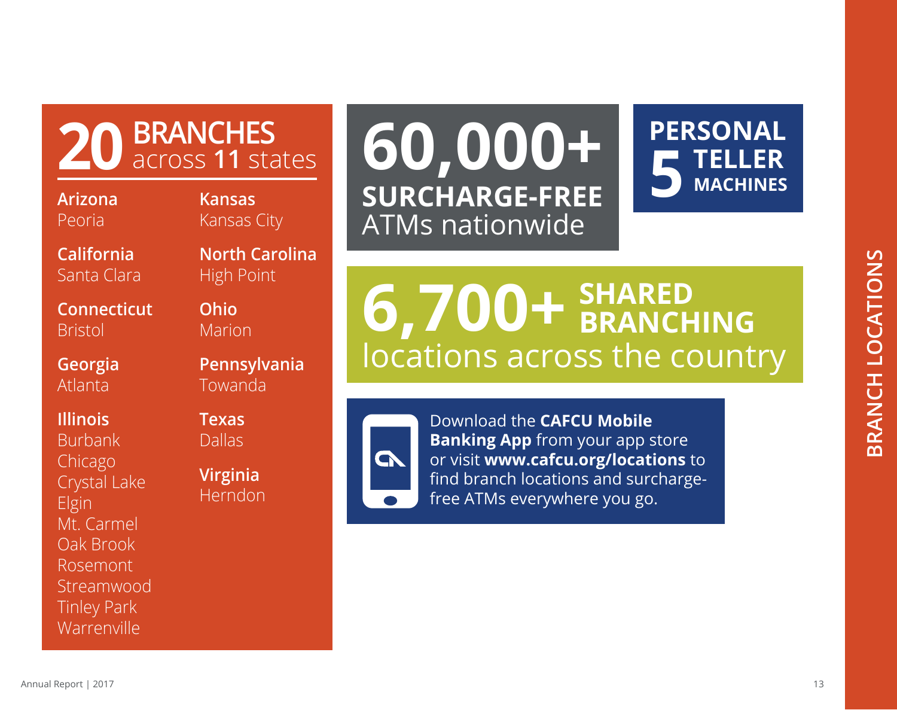# BRANCH LOCATIONS

## 20 BRANCHES across 11 states

**Arizona**
Peoria

**California**
Santa Clara

**Connecticut**
Bristol

**Georgia**
Atlanta

**Illinois**
Burbank
Chicago
Crystal Lake
Elgin
Mt. Carmel
Oak Brook
Rosemont
Streamwood
Tinley Park
Warrenville

**Kansas**
Kansas City

**North Carolina**
High Point

**Ohio**
Marion

**Pennsylvania**
Towanda

**Texas**
Dallas

**Virginia**
Herndon

## 60,000+ SURCHARGE-FREE ATMs nationwide

## 5 PERSONAL TELLER MACHINES

## 6,700+ SHARED BRANCHING locations across the country

Download the **CAFCU Mobile Banking App** from your app store or visit **www.cafcu.org/locations** to find branch locations and surcharge-free ATMs everywhere you go.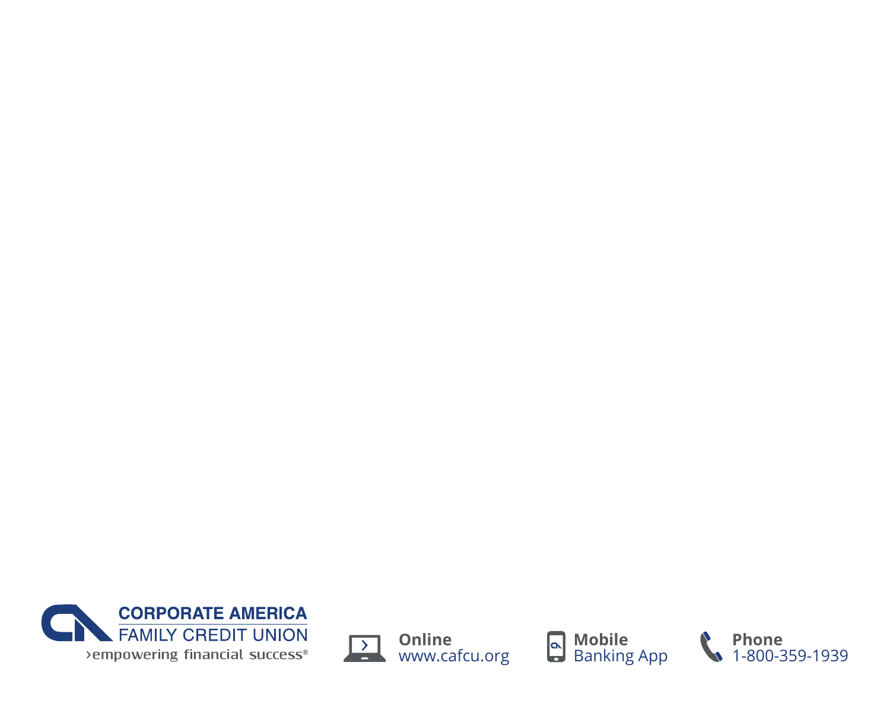CORPORATE AMERICA
FAMILY CREDIT UNION
›empowering financial success®

**Online**
www.cafcu.org

**Mobile**
Banking App

**Phone**
1-800-359-1939